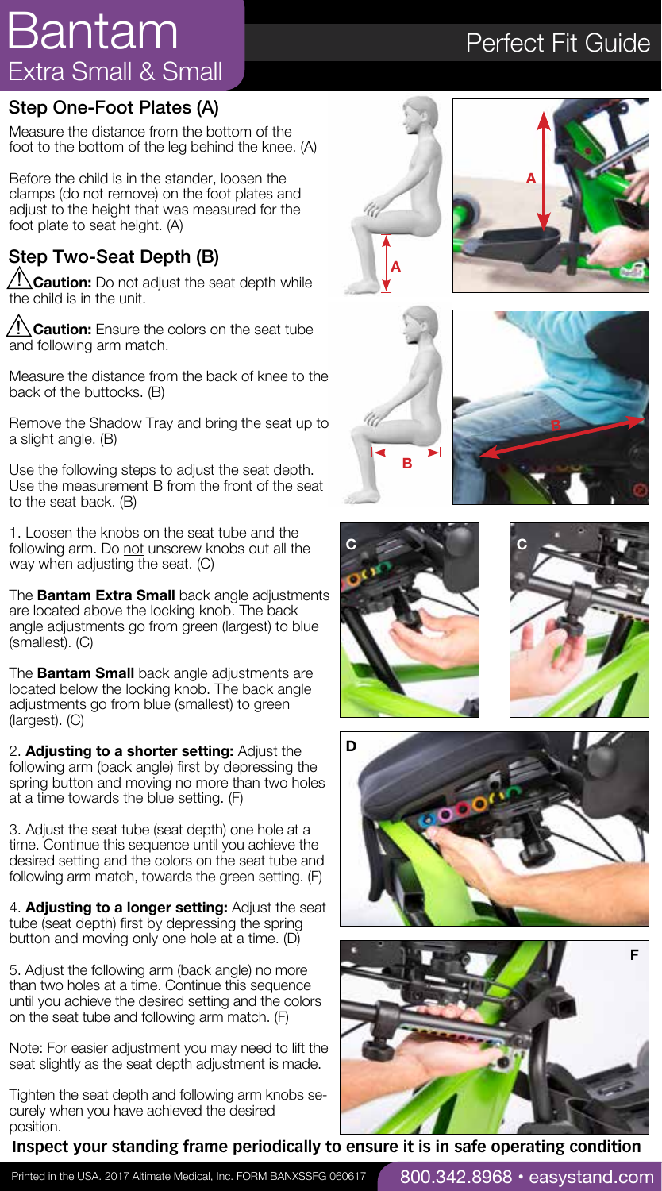# Bantam

## Extra Small & Small

## Perfect Fit Guide

### Step One-Foot Plates (A)

Measure the distance from the bottom of the foot to the bottom of the leg behind the knee. (A)

Before the child is in the stander, loosen the clamps (do not remove) on the foot plates and adjust to the height that was measured for the foot plate to seat height. (A)

### Step Two-Seat Depth (B)

⚠ **Caution:** Do not adjust the seat depth while the child is in the unit.

⚠ **Caution:** Ensure the colors on the seat tube and following arm match.

Measure the distance from the back of knee to the back of the buttocks. (B)

Remove the Shadow Tray and bring the seat up to a slight angle. (B)

Use the following steps to adjust the seat depth. Use the measurement B from the front of the seat to the seat back. (B)

1. Loosen the knobs on the seat tube and the following arm. Do not unscrew knobs out all the way when adjusting the seat. (C)

The **Bantam Extra Small** back angle adjustments are located above the locking knob. The back angle adjustments go from green (largest) to blue (smallest). (C)

The **Bantam Small** back angle adjustments are located below the locking knob. The back angle adjustments go from blue (smallest) to green (largest). (C)

2. **Adjusting to a shorter setting:** Adjust the following arm (back angle) first by depressing the spring button and moving no more than two holes at a time towards the blue setting. (F)

3. Adjust the seat tube (seat depth) one hole at a time. Continue this sequence until you achieve the desired setting and the colors on the seat tube and following arm match, towards the green setting. (F)

4. **Adjusting to a longer setting:** Adjust the seat tube (seat depth) first by depressing the spring button and moving only one hole at a time. (D)

5. Adjust the following arm (back angle) no more than two holes at a time. Continue this sequence until you achieve the desired setting and the colors on the seat tube and following arm match. (F)

Note: For easier adjustment you may need to lift the seat slightly as the seat depth adjustment is made.

Tighten the seat depth and following arm knobs securely when you have achieved the desired position.

**Inspect your standing frame periodically to ensure it is in safe operating condition**

Printed in the USA. 2017 Altimate Medical, Inc. FORM BANXSSFG 060617

800.342.8968 • easystand.com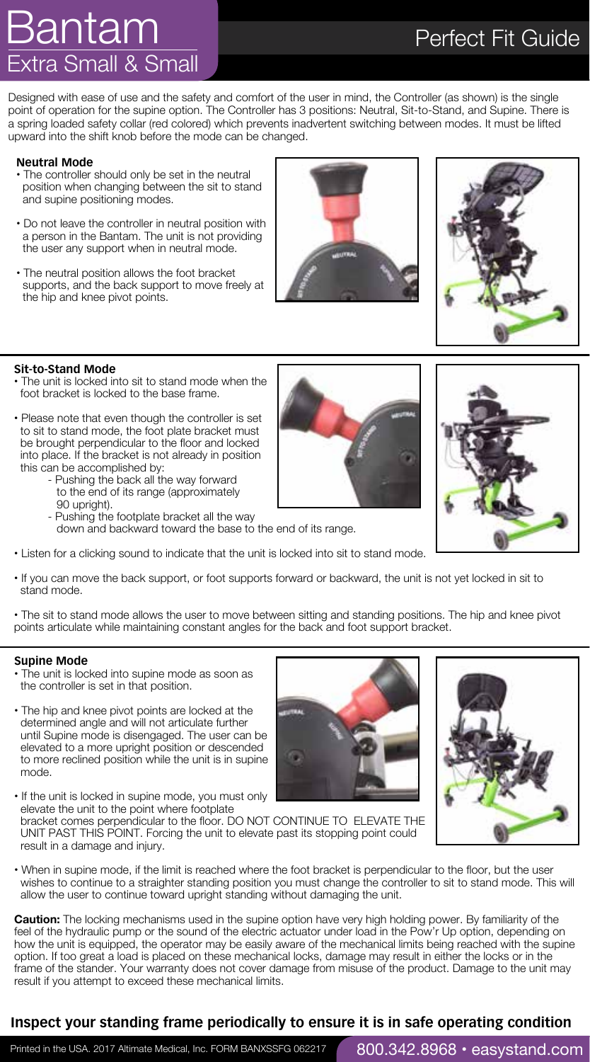# Bantam

## Extra Small & Small

## Perfect Fit Guide

Designed with ease of use and the safety and comfort of the user in mind, the Controller (as shown) is the single point of operation for the supine option. The Controller has 3 positions: Neutral, Sit-to-Stand, and Supine. There is a spring loaded safety collar (red colored) which prevents inadvertent switching between modes. It must be lifted upward into the shift knob before the mode can be changed.

### Neutral Mode

- The controller should only be set in the neutral position when changing between the sit to stand and supine positioning modes.
- Do not leave the controller in neutral position with a person in the Bantam. The unit is not providing the user any support when in neutral mode.
- The neutral position allows the foot bracket supports, and the back support to move freely at the hip and knee pivot points.

### Sit-to-Stand Mode

- The unit is locked into sit to stand mode when the foot bracket is locked to the base frame.
- Please note that even though the controller is set to sit to stand mode, the foot plate bracket must be brought perpendicular to the floor and locked into place. If the bracket is not already in position this can be accomplished by:
  - Pushing the back all the way forward to the end of its range (approximately 90 upright).
  - Pushing the footplate bracket all the way down and backward toward the base to the end of its range.
- Listen for a clicking sound to indicate that the unit is locked into sit to stand mode.
- If you can move the back support, or foot supports forward or backward, the unit is not yet locked in sit to stand mode.
- The sit to stand mode allows the user to move between sitting and standing positions. The hip and knee pivot points articulate while maintaining constant angles for the back and foot support bracket.

### Supine Mode

- The unit is locked into supine mode as soon as the controller is set in that position.
- The hip and knee pivot points are locked at the determined angle and will not articulate further until Supine mode is disengaged. The user can be elevated to a more upright position or descended to more reclined position while the unit is in supine mode.
- If the unit is locked in supine mode, you must only elevate the unit to the point where footplate bracket comes perpendicular to the floor. DO NOT CONTINUE TO ELEVATE THE UNIT PAST THIS POINT. Forcing the unit to elevate past its stopping point could result in a damage and injury.
- When in supine mode, if the limit is reached where the foot bracket is perpendicular to the floor, but the user wishes to continue to a straighter standing position you must change the controller to sit to stand mode. This will allow the user to continue toward upright standing without damaging the unit.

**Caution:** The locking mechanisms used in the supine option have very high holding power. By familiarity of the feel of the hydraulic pump or the sound of the electric actuator under load in the Pow'r Up option, depending on how the unit is equipped, the operator may be easily aware of the mechanical limits being reached with the supine option. If too great a load is placed on these mechanical locks, damage may result in either the locks or in the frame of the stander. Your warranty does not cover damage from misuse of the product. Damage to the unit may result if you attempt to exceed these mechanical limits.

**Inspect your standing frame periodically to ensure it is in safe operating condition**

Printed in the USA. 2017 Altimate Medical, Inc. FORM BANXSSFG 062217 800.342.8968 • easystand.com